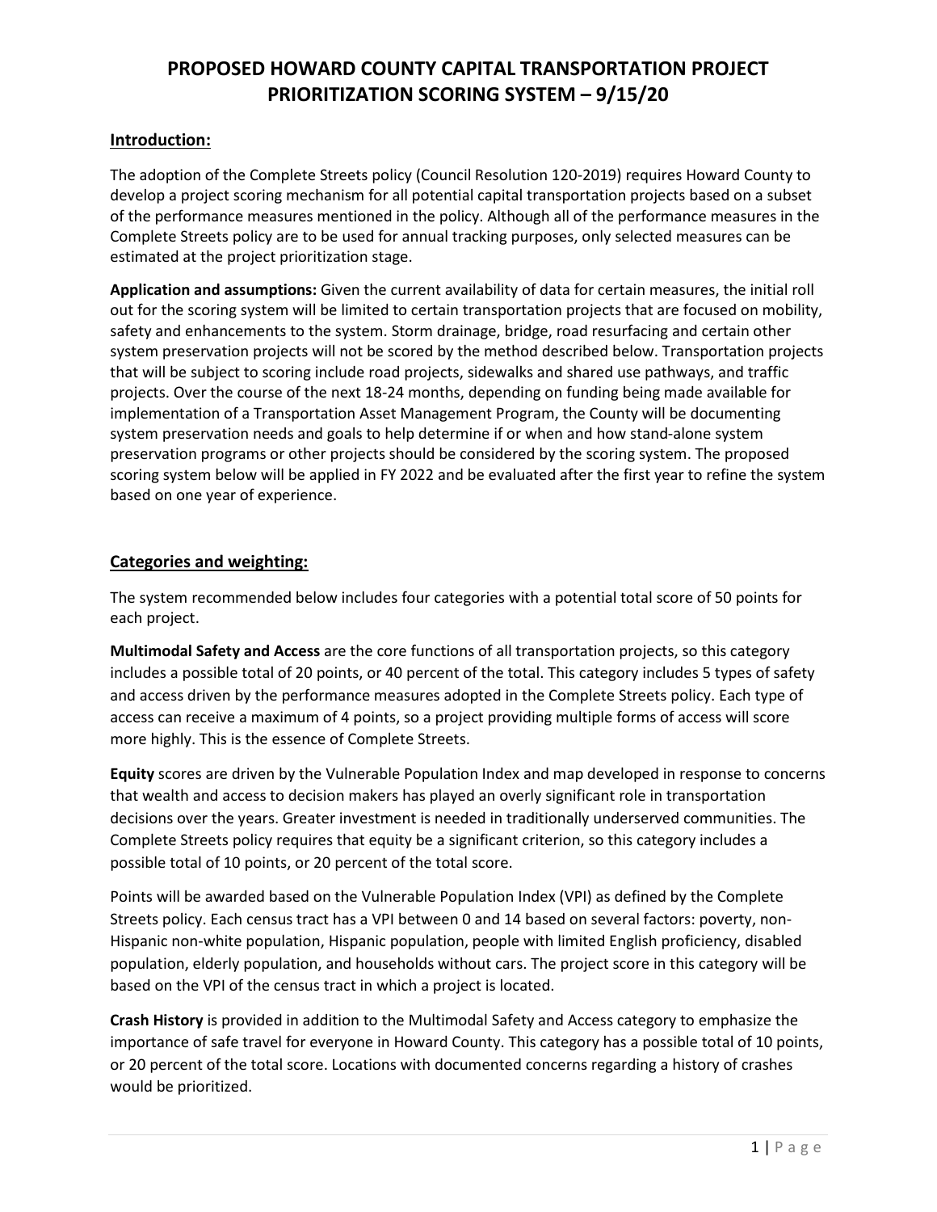# PROPOSED HOWARD COUNTY CAPITAL TRANSPORTATION PROJECT PRIORITIZATION SCORING SYSTEM – 9/15/20

## Introduction:

The adoption of the Complete Streets policy (Council Resolution 120-2019) requires Howard County to develop a project scoring mechanism for all potential capital transportation projects based on a subset of the performance measures mentioned in the policy. Although all of the performance measures in the Complete Streets policy are to be used for annual tracking purposes, only selected measures can be estimated at the project prioritization stage.

**Application and assumptions:** Given the current availability of data for certain measures, the initial roll out for the scoring system will be limited to certain transportation projects that are focused on mobility, safety and enhancements to the system. Storm drainage, bridge, road resurfacing and certain other system preservation projects will not be scored by the method described below. Transportation projects that will be subject to scoring include road projects, sidewalks and shared use pathways, and traffic projects. Over the course of the next 18-24 months, depending on funding being made available for implementation of a Transportation Asset Management Program, the County will be documenting system preservation needs and goals to help determine if or when and how stand-alone system preservation programs or other projects should be considered by the scoring system. The proposed scoring system below will be applied in FY 2022 and be evaluated after the first year to refine the system based on one year of experience.

## Categories and weighting:

The system recommended below includes four categories with a potential total score of 50 points for each project.

**Multimodal Safety and Access** are the core functions of all transportation projects, so this category includes a possible total of 20 points, or 40 percent of the total. This category includes 5 types of safety and access driven by the performance measures adopted in the Complete Streets policy. Each type of access can receive a maximum of 4 points, so a project providing multiple forms of access will score more highly. This is the essence of Complete Streets.

**Equity** scores are driven by the Vulnerable Population Index and map developed in response to concerns that wealth and access to decision makers has played an overly significant role in transportation decisions over the years. Greater investment is needed in traditionally underserved communities. The Complete Streets policy requires that equity be a significant criterion, so this category includes a possible total of 10 points, or 20 percent of the total score.

Points will be awarded based on the Vulnerable Population Index (VPI) as defined by the Complete Streets policy. Each census tract has a VPI between 0 and 14 based on several factors: poverty, non-Hispanic non-white population, Hispanic population, people with limited English proficiency, disabled population, elderly population, and households without cars. The project score in this category will be based on the VPI of the census tract in which a project is located.

**Crash History** is provided in addition to the Multimodal Safety and Access category to emphasize the importance of safe travel for everyone in Howard County. This category has a possible total of 10 points, or 20 percent of the total score. Locations with documented concerns regarding a history of crashes would be prioritized.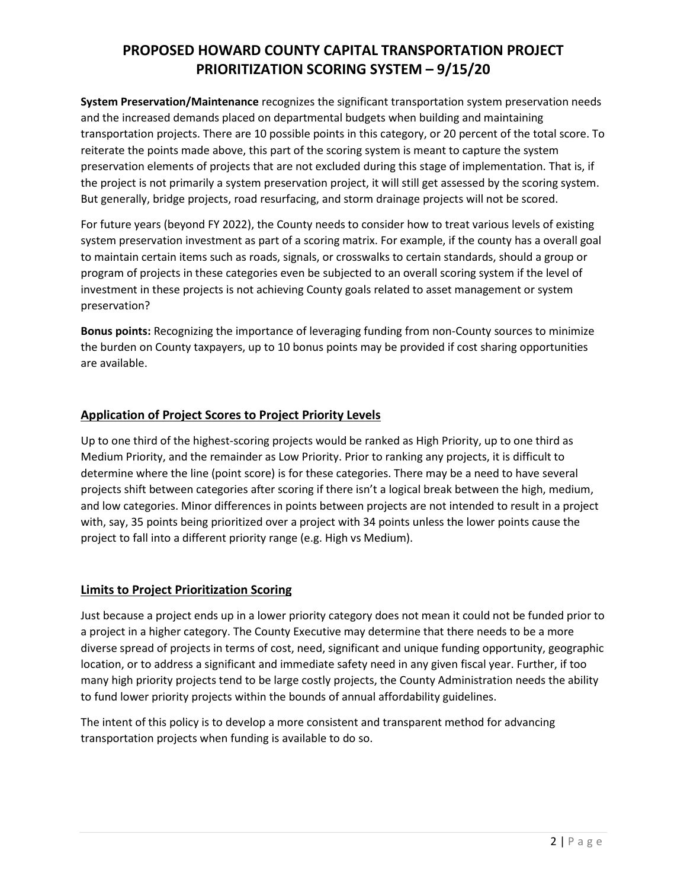**System Preservation/Maintenance** recognizes the significant transportation system preservation needs and the increased demands placed on departmental budgets when building and maintaining transportation projects. There are 10 possible points in this category, or 20 percent of the total score. To reiterate the points made above, this part of the scoring system is meant to capture the system preservation elements of projects that are not excluded during this stage of implementation. That is, if the project is not primarily a system preservation project, it will still get assessed by the scoring system. But generally, bridge projects, road resurfacing, and storm drainage projects will not be scored.

For future years (beyond FY 2022), the County needs to consider how to treat various levels of existing system preservation investment as part of a scoring matrix. For example, if the county has a overall goal to maintain certain items such as roads, signals, or crosswalks to certain standards, should a group or program of projects in these categories even be subjected to an overall scoring system if the level of investment in these projects is not achieving County goals related to asset management or system preservation?

**Bonus points:** Recognizing the importance of leveraging funding from non-County sources to minimize the burden on County taxpayers, up to 10 bonus points may be provided if cost sharing opportunities are available.

## Application of Project Scores to Project Priority Levels

Up to one third of the highest-scoring projects would be ranked as High Priority, up to one third as Medium Priority, and the remainder as Low Priority. Prior to ranking any projects, it is difficult to determine where the line (point score) is for these categories. There may be a need to have several projects shift between categories after scoring if there isn't a logical break between the high, medium, and low categories. Minor differences in points between projects are not intended to result in a project with, say, 35 points being prioritized over a project with 34 points unless the lower points cause the project to fall into a different priority range (e.g. High vs Medium).

## Limits to Project Prioritization Scoring

Just because a project ends up in a lower priority category does not mean it could not be funded prior to a project in a higher category. The County Executive may determine that there needs to be a more diverse spread of projects in terms of cost, need, significant and unique funding opportunity, geographic location, or to address a significant and immediate safety need in any given fiscal year. Further, if too many high priority projects tend to be large costly projects, the County Administration needs the ability to fund lower priority projects within the bounds of annual affordability guidelines.

The intent of this policy is to develop a more consistent and transparent method for advancing transportation projects when funding is available to do so.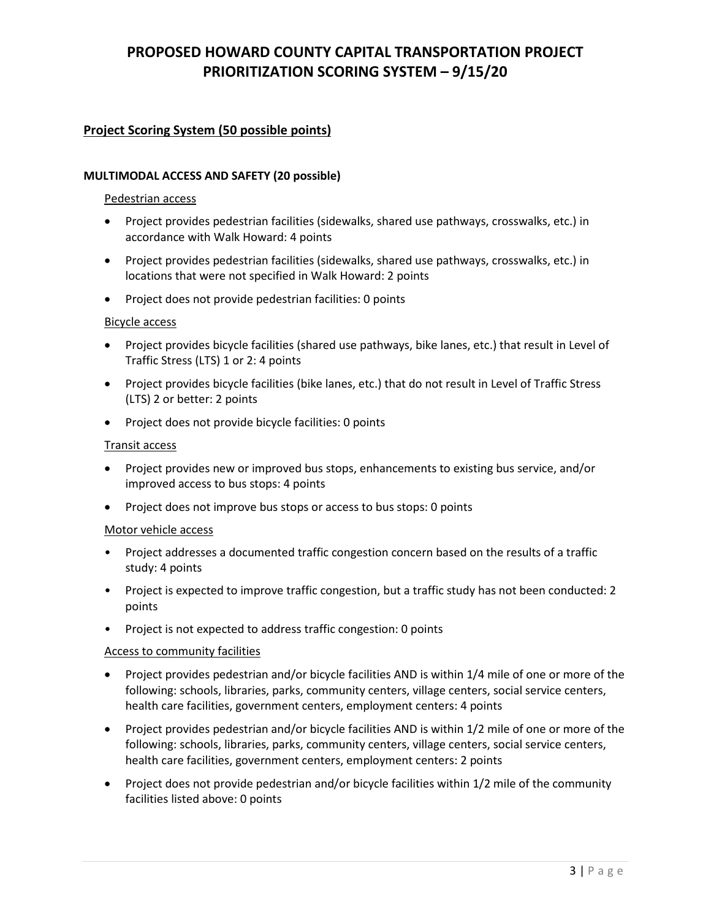# PROPOSED HOWARD COUNTY CAPITAL TRANSPORTATION PROJECT PRIORITIZATION SCORING SYSTEM – 9/15/20

## Project Scoring System (50 possible points)

### MULTIMODAL ACCESS AND SAFETY (20 possible)

Pedestrian access

- Project provides pedestrian facilities (sidewalks, shared use pathways, crosswalks, etc.) in accordance with Walk Howard: 4 points
- Project provides pedestrian facilities (sidewalks, shared use pathways, crosswalks, etc.) in locations that were not specified in Walk Howard: 2 points
- Project does not provide pedestrian facilities: 0 points

Bicycle access

- Project provides bicycle facilities (shared use pathways, bike lanes, etc.) that result in Level of Traffic Stress (LTS) 1 or 2: 4 points
- Project provides bicycle facilities (bike lanes, etc.) that do not result in Level of Traffic Stress (LTS) 2 or better: 2 points
- Project does not provide bicycle facilities: 0 points

Transit access

- Project provides new or improved bus stops, enhancements to existing bus service, and/or improved access to bus stops: 4 points
- Project does not improve bus stops or access to bus stops: 0 points

Motor vehicle access

- Project addresses a documented traffic congestion concern based on the results of a traffic study: 4 points
- Project is expected to improve traffic congestion, but a traffic study has not been conducted: 2 points
- Project is not expected to address traffic congestion: 0 points

Access to community facilities

- Project provides pedestrian and/or bicycle facilities AND is within 1/4 mile of one or more of the following: schools, libraries, parks, community centers, village centers, social service centers, health care facilities, government centers, employment centers: 4 points
- Project provides pedestrian and/or bicycle facilities AND is within 1/2 mile of one or more of the following: schools, libraries, parks, community centers, village centers, social service centers, health care facilities, government centers, employment centers: 2 points
- Project does not provide pedestrian and/or bicycle facilities within 1/2 mile of the community facilities listed above: 0 points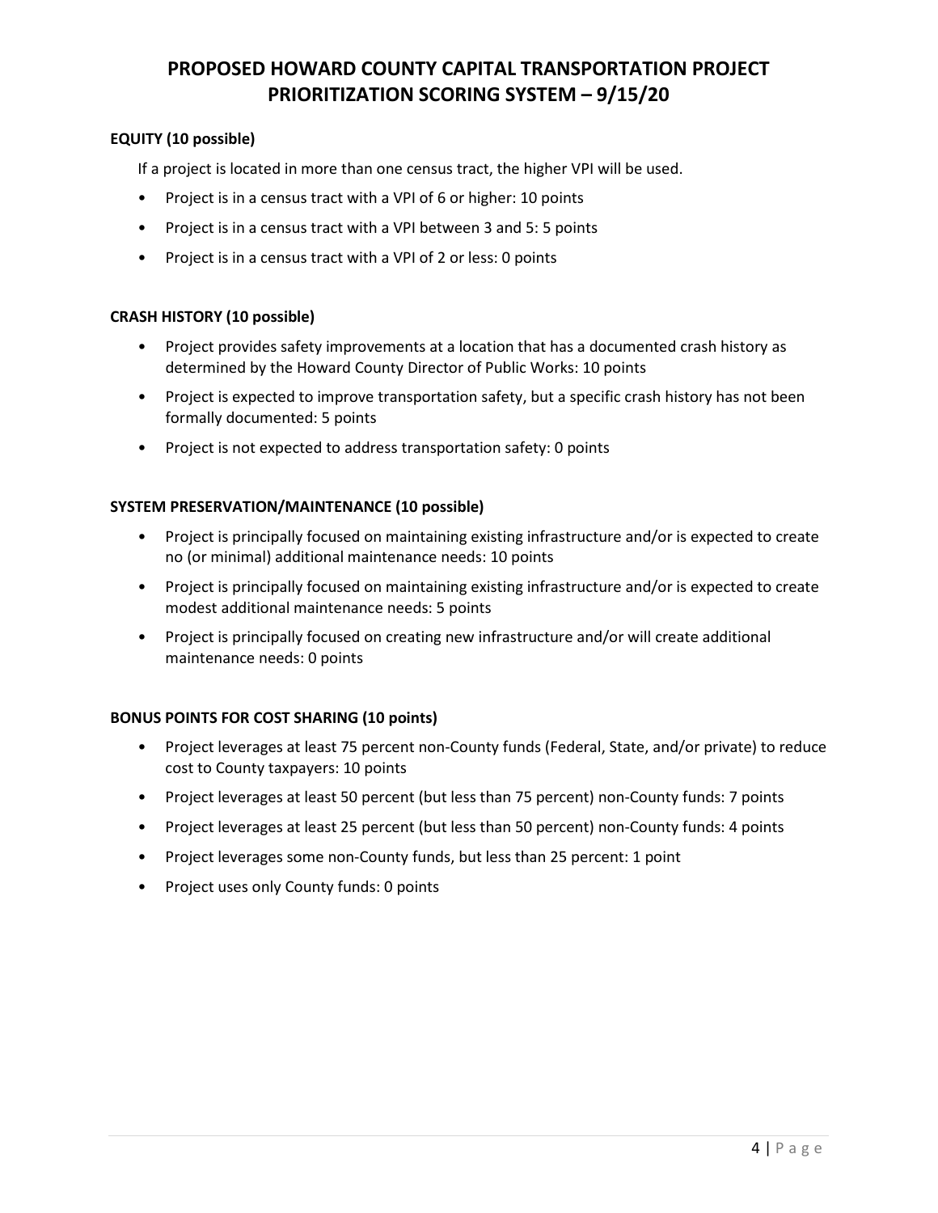# PROPOSED HOWARD COUNTY CAPITAL TRANSPORTATION PROJECT PRIORITIZATION SCORING SYSTEM – 9/15/20

**EQUITY (10 possible)**

If a project is located in more than one census tract, the higher VPI will be used.

- Project is in a census tract with a VPI of 6 or higher: 10 points
- Project is in a census tract with a VPI between 3 and 5: 5 points
- Project is in a census tract with a VPI of 2 or less: 0 points

**CRASH HISTORY (10 possible)**

- Project provides safety improvements at a location that has a documented crash history as determined by the Howard County Director of Public Works: 10 points
- Project is expected to improve transportation safety, but a specific crash history has not been formally documented: 5 points
- Project is not expected to address transportation safety: 0 points

**SYSTEM PRESERVATION/MAINTENANCE (10 possible)**

- Project is principally focused on maintaining existing infrastructure and/or is expected to create no (or minimal) additional maintenance needs: 10 points
- Project is principally focused on maintaining existing infrastructure and/or is expected to create modest additional maintenance needs: 5 points
- Project is principally focused on creating new infrastructure and/or will create additional maintenance needs: 0 points

**BONUS POINTS FOR COST SHARING (10 points)**

- Project leverages at least 75 percent non-County funds (Federal, State, and/or private) to reduce cost to County taxpayers: 10 points
- Project leverages at least 50 percent (but less than 75 percent) non-County funds: 7 points
- Project leverages at least 25 percent (but less than 50 percent) non-County funds: 4 points
- Project leverages some non-County funds, but less than 25 percent: 1 point
- Project uses only County funds: 0 points